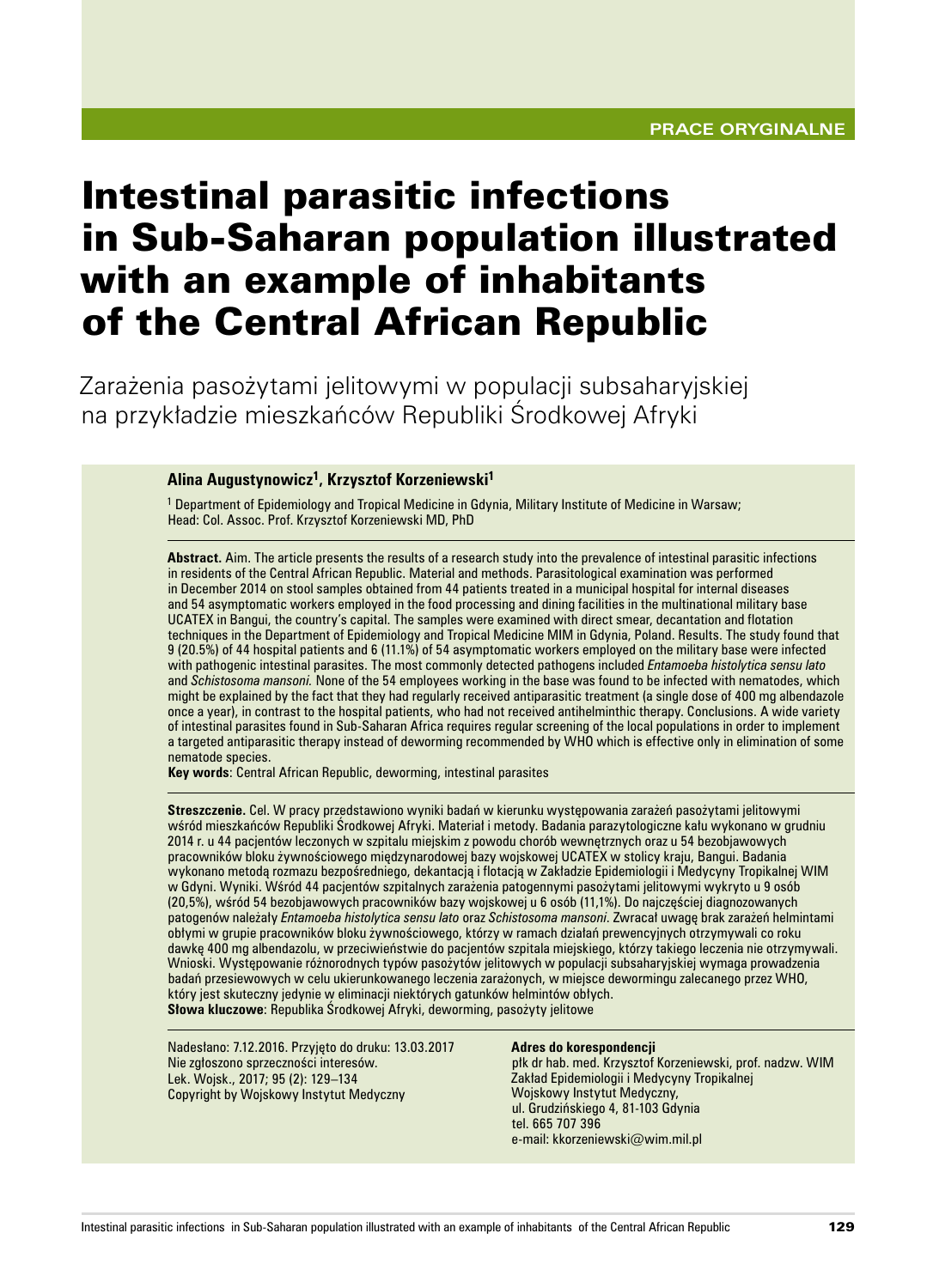PRACE ORYGINALNE

# Intestinal parasitic infections in Sub-Saharan population illustrated with an example of inhabitants of the Central African Republic

## Zarażenia pasożytami jelitowymi w populacji subsaharyjskiej na przykładzie mieszkańców Republiki Środkowej Afryki

**Alina Augustynowicz[1], Krzysztof Korzeniewski[1]**

[1] Department of Epidemiology and Tropical Medicine in Gdynia, Military Institute of Medicine in Warsaw; Head: Col. Assoc. Prof. Krzysztof Korzeniewski MD, PhD

**Abstract.** Aim. The article presents the results of a research study into the prevalence of intestinal parasitic infections in residents of the Central African Republic. Material and methods. Parasitological examination was performed in December 2014 on stool samples obtained from 44 patients treated in a municipal hospital for internal diseases and 54 asymptomatic workers employed in the food processing and dining facilities in the multinational military base UCATEX in Bangui, the country's capital. The samples were examined with direct smear, decantation and flotation techniques in the Department of Epidemiology and Tropical Medicine MIM in Gdynia, Poland. Results. The study found that 9 (20.5%) of 44 hospital patients and 6 (11.1%) of 54 asymptomatic workers employed on the military base were infected with pathogenic intestinal parasites. The most commonly detected pathogens included *Entamoeba histolytica sensu lato* and *Schistosoma mansoni.* None of the 54 employees working in the base was found to be infected with nematodes, which might be explained by the fact that they had regularly received antiparasitic treatment (a single dose of 400 mg albendazole once a year), in contrast to the hospital patients, who had not received antihelminthic therapy. Conclusions. A wide variety of intestinal parasites found in Sub-Saharan Africa requires regular screening of the local populations in order to implement a targeted antiparasitic therapy instead of deworming recommended by WHO which is effective only in elimination of some nematode species.

**Key words**: Central African Republic, deworming, intestinal parasites

**Streszczenie.** Cel. W pracy przedstawiono wyniki badań w kierunku występowania zarażeń pasożytami jelitowymi wśród mieszkańców Republiki Środkowej Afryki. Materiał i metody. Badania parazytologiczne kału wykonano w grudniu 2014 r. u 44 pacjentów leczonych w szpitalu miejskim z powodu chorób wewnętrznych oraz u 54 bezobjawowych pracowników bloku żywnościowego międzynarodowej bazy wojskowej UCATEX w stolicy kraju, Bangui. Badania wykonano metodą rozmazu bezpośredniego, dekantacją i flotacją w Zakładzie Epidemiologii i Medycyny Tropikalnej WIM w Gdyni. Wyniki. Wśród 44 pacjentów szpitalnych zarażenia patogennymi pasożytami jelitowymi wykryto u 9 osób (20,5%), wśród 54 bezobjawowych pracowników bazy wojskowej u 6 osób (11,1%). Do najczęściej diagnozowanych patogenów należały *Entamoeba histolytica sensu lato* oraz *Schistosoma mansoni*. Zwracał uwagę brak zarażeń helmintami obłymi w grupie pracowników bloku żywnościowego, którzy w ramach działań prewencyjnych otrzymywali co roku dawkę 400 mg albendazolu, w przeciwieństwie do pacjentów szpitala miejskiego, którzy takiego leczenia nie otrzymywali. Wnioski. Występowanie różnorodnych typów pasożytów jelitowych w populacji subsaharyjskiej wymaga prowadzenia badań przesiewowych w celu ukierunkowanego leczenia zarażonych, w miejsce dewormingu zalecanego przez WHO, który jest skuteczny jedynie w eliminacji niektórych gatunków helmintów obłych.

**Słowa kluczowe**: Republika Środkowej Afryki, deworming, pasożyty jelitowe

Nadesłano: 7.12.2016. Przyjęto do druku: 13.03.2017
Nie zgłoszono sprzeczności interesów.
Lek. Wojsk., 2017; 95 (2): 129–134
Copyright by Wojskowy Instytut Medyczny

**Adres do korespondencji**
płk dr hab. med. Krzysztof Korzeniewski, prof. nadzw. WIM
Zakład Epidemiologii i Medycyny Tropikalnej
Wojskowy Instytut Medyczny,
ul. Grudzińskiego 4, 81-103 Gdynia
tel. 665 707 396
e-mail: kkorzeniewski@wim.mil.pl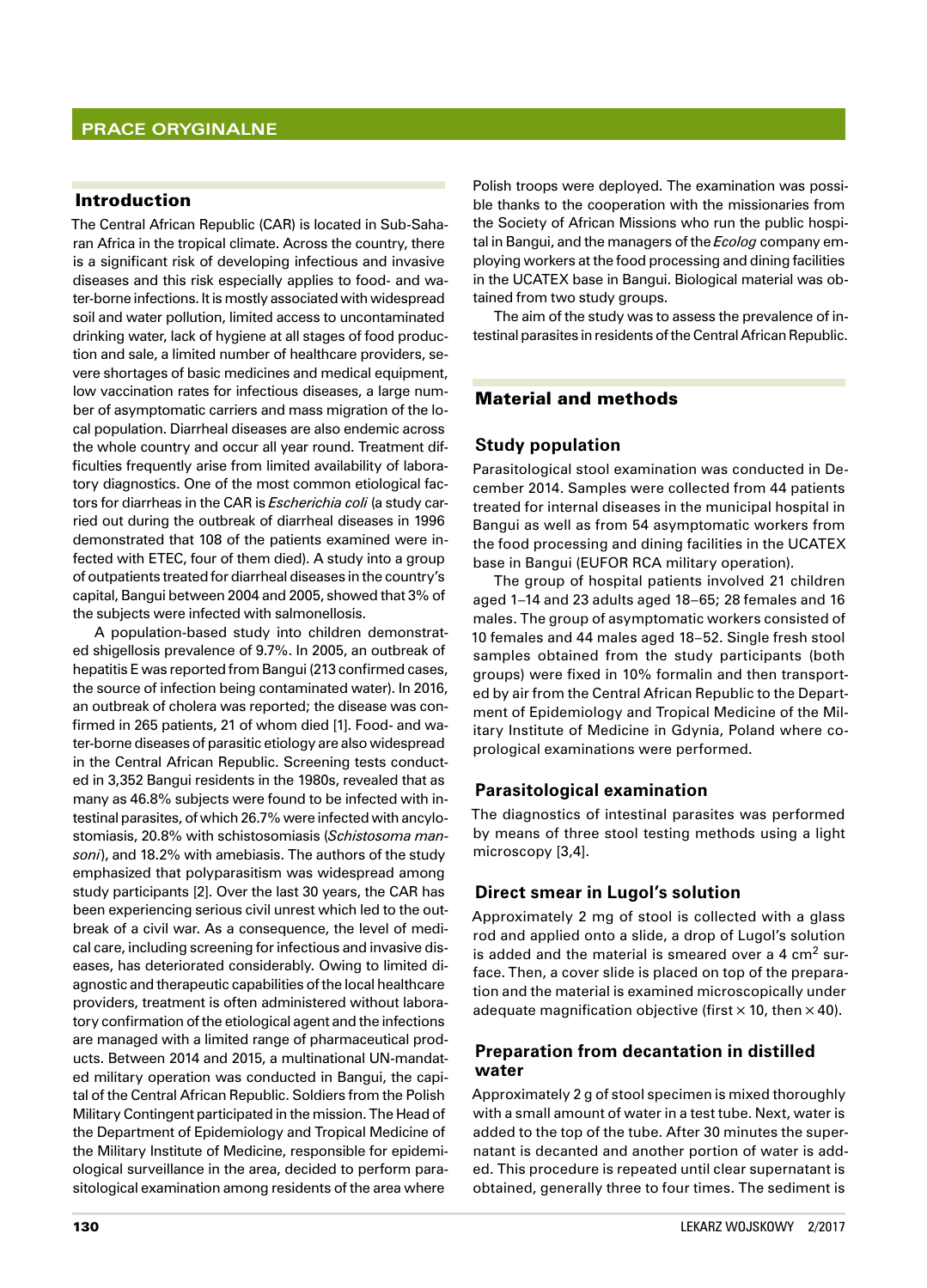## Introduction

The Central African Republic (CAR) is located in Sub-Saharan Africa in the tropical climate. Across the country, there is a significant risk of developing infectious and invasive diseases and this risk especially applies to food- and water-borne infections. It is mostly associated with widespread soil and water pollution, limited access to uncontaminated drinking water, lack of hygiene at all stages of food production and sale, a limited number of healthcare providers, severe shortages of basic medicines and medical equipment, low vaccination rates for infectious diseases, a large number of asymptomatic carriers and mass migration of the local population. Diarrheal diseases are also endemic across the whole country and occur all year round. Treatment difficulties frequently arise from limited availability of laboratory diagnostics. One of the most common etiological factors for diarrheas in the CAR is *Escherichia coli* (a study carried out during the outbreak of diarrheal diseases in 1996 demonstrated that 108 of the patients examined were infected with ETEC, four of them died). A study into a group of outpatients treated for diarrheal diseases in the country's capital, Bangui between 2004 and 2005, showed that 3% of the subjects were infected with salmonellosis.

A population-based study into children demonstrated shigellosis prevalence of 9.7%. In 2005, an outbreak of hepatitis E was reported from Bangui (213 confirmed cases, the source of infection being contaminated water). In 2016, an outbreak of cholera was reported; the disease was confirmed in 265 patients, 21 of whom died [1]. Food- and water-borne diseases of parasitic etiology are also widespread in the Central African Republic. Screening tests conducted in 3,352 Bangui residents in the 1980s, revealed that as many as 46.8% subjects were found to be infected with intestinal parasites, of which 26.7% were infected with ancylostomiasis, 20.8% with schistosomiasis (*Schistosoma mansoni*), and 18.2% with amebiasis. The authors of the study emphasized that polyparasitism was widespread among study participants [2]. Over the last 30 years, the CAR has been experiencing serious civil unrest which led to the outbreak of a civil war. As a consequence, the level of medical care, including screening for infectious and invasive diseases, has deteriorated considerably. Owing to limited diagnostic and therapeutic capabilities of the local healthcare providers, treatment is often administered without laboratory confirmation of the etiological agent and the infections are managed with a limited range of pharmaceutical products. Between 2014 and 2015, a multinational UN-mandated military operation was conducted in Bangui, the capital of the Central African Republic. Soldiers from the Polish Military Contingent participated in the mission. The Head of the Department of Epidemiology and Tropical Medicine of the Military Institute of Medicine, responsible for epidemiological surveillance in the area, decided to perform parasitological examination among residents of the area where Polish troops were deployed. The examination was possible thanks to the cooperation with the missionaries from the Society of African Missions who run the public hospital in Bangui, and the managers of the *Ecolog* company employing workers at the food processing and dining facilities in the UCATEX base in Bangui. Biological material was obtained from two study groups.

The aim of the study was to assess the prevalence of intestinal parasites in residents of the Central African Republic.

## Material and methods

### Study population

Parasitological stool examination was conducted in December 2014. Samples were collected from 44 patients treated for internal diseases in the municipal hospital in Bangui as well as from 54 asymptomatic workers from the food processing and dining facilities in the UCATEX base in Bangui (EUFOR RCA military operation).

The group of hospital patients involved 21 children aged 1–14 and 23 adults aged 18–65; 28 females and 16 males. The group of asymptomatic workers consisted of 10 females and 44 males aged 18–52. Single fresh stool samples obtained from the study participants (both groups) were fixed in 10% formalin and then transported by air from the Central African Republic to the Department of Epidemiology and Tropical Medicine of the Military Institute of Medicine in Gdynia, Poland where coprological examinations were performed.

### Parasitological examination

The diagnostics of intestinal parasites was performed by means of three stool testing methods using a light microscopy [3,4].

### Direct smear in Lugol's solution

Approximately 2 mg of stool is collected with a glass rod and applied onto a slide, a drop of Lugol's solution is added and the material is smeared over a 4 $cm^2$ surface. Then, a cover slide is placed on top of the preparation and the material is examined microscopically under adequate magnification objective (first × 10, then × 40).

### Preparation from decantation in distilled water

Approximately 2 g of stool specimen is mixed thoroughly with a small amount of water in a test tube. Next, water is added to the top of the tube. After 30 minutes the supernatant is decanted and another portion of water is added. This procedure is repeated until clear supernatant is obtained, generally three to four times. The sediment is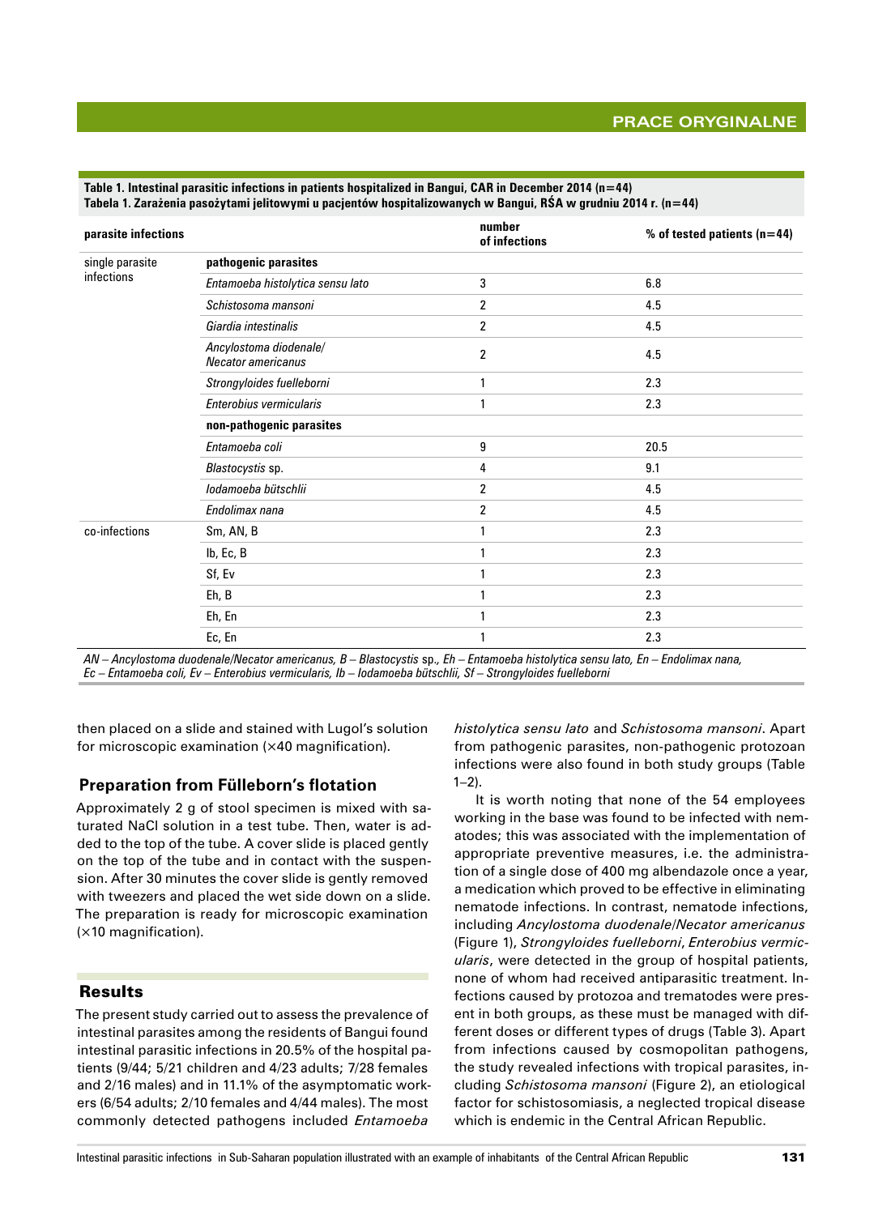**Table 1. Intestinal parasitic infections in patients hospitalized in Bangui, CAR in December 2014 (n=44)**
**Tabela 1. Zarażenia pasożytami jelitowymi u pacjentów hospitalizowanych w Bangui, RŚA w grudniu 2014 r. (n=44)**

| parasite infections | | number of infections | % of tested patients (n=44) |
|---|---|---|---|
| single parasite infections | **pathogenic parasites** | | |
| | *Entamoeba histolytica sensu lato* | 3 | 6.8 |
| | *Schistosoma mansoni* | 2 | 4.5 |
| | *Giardia intestinalis* | 2 | 4.5 |
| | *Ancylostoma diodenale/ Necator americanus* | 2 | 4.5 |
| | *Strongyloides fuelleborni* | 1 | 2.3 |
| | *Enterobius vermicularis* | 1 | 2.3 |
| | **non-pathogenic parasites** | | |
| | *Entamoeba coli* | 9 | 20.5 |
| | *Blastocystis* sp. | 4 | 9.1 |
| | *Iodamoeba bütschlii* | 2 | 4.5 |
| | *Endolimax nana* | 2 | 4.5 |
| co-infections | Sm, AN, B | 1 | 2.3 |
| | Ib, Ec, B | 1 | 2.3 |
| | Sf, Ev | 1 | 2.3 |
| | Eh, B | 1 | 2.3 |
| | Eh, En | 1 | 2.3 |
| | Ec, En | 1 | 2.3 |

*AN – Ancylostoma duodenale/Necator americanus, B – Blastocystis* sp.*, Eh – Entamoeba histolytica sensu lato, En – Endolimax nana, Ec – Entamoeba coli, Ev – Enterobius vermicularis, Ib – Iodamoeba bütschlii, Sf – Strongyloides fuelleborni*

then placed on a slide and stained with Lugol's solution for microscopic examination (×40 magnification).

### Preparation from Fülleborn's flotation

Approximately 2 g of stool specimen is mixed with saturated NaCl solution in a test tube. Then, water is added to the top of the tube. A cover slide is placed gently on the top of the tube and in contact with the suspension. After 30 minutes the cover slide is gently removed with tweezers and placed the wet side down on a slide. The preparation is ready for microscopic examination (×10 magnification).

## Results

The present study carried out to assess the prevalence of intestinal parasites among the residents of Bangui found intestinal parasitic infections in 20.5% of the hospital patients (9/44; 5/21 children and 4/23 adults; 7/28 females and 2/16 males) and in 11.1% of the asymptomatic workers (6/54 adults; 2/10 females and 4/44 males). The most commonly detected pathogens included *Entamoeba histolytica sensu lato* and *Schistosoma mansoni*. Apart from pathogenic parasites, non-pathogenic protozoan infections were also found in both study groups (Table 1–2).

It is worth noting that none of the 54 employees working in the base was found to be infected with nematodes; this was associated with the implementation of appropriate preventive measures, i.e. the administration of a single dose of 400 mg albendazole once a year, a medication which proved to be effective in eliminating nematode infections. In contrast, nematode infections, including *Ancylostoma duodenale/Necator americanus* (Figure 1), *Strongyloides fuelleborni*, *Enterobius vermicularis*, were detected in the group of hospital patients, none of whom had received antiparasitic treatment. Infections caused by protozoa and trematodes were present in both groups, as these must be managed with different doses or different types of drugs (Table 3). Apart from infections caused by cosmopolitan pathogens, the study revealed infections with tropical parasites, including *Schistosoma mansoni* (Figure 2), an etiological factor for schistosomiasis, a neglected tropical disease which is endemic in the Central African Republic.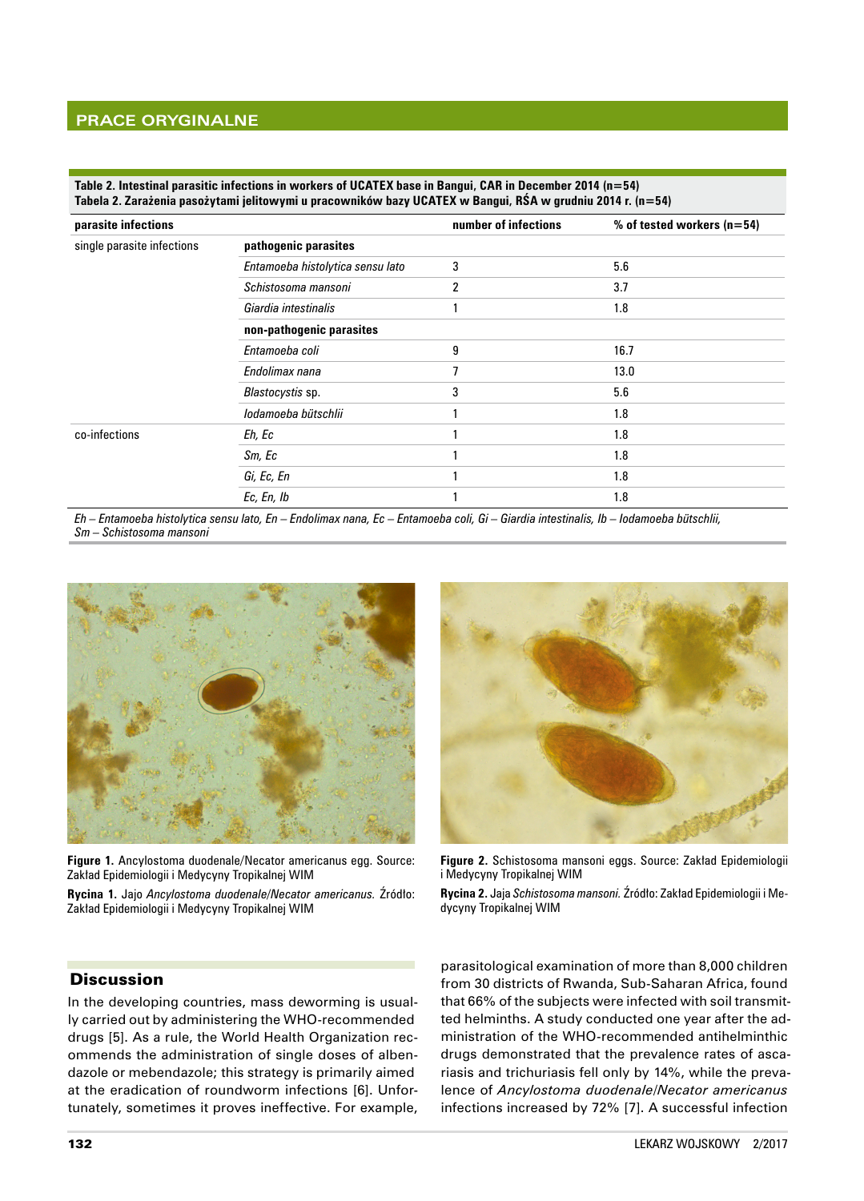**Table 2. Intestinal parasitic infections in workers of UCATEX base in Bangui, CAR in December 2014 (n=54)**
**Tabela 2. Zarażenia pasożytami jelitowymi u pracowników bazy UCATEX w Bangui, RŚA w grudniu 2014 r. (n=54)**

| parasite infections | | number of infections | % of tested workers (n=54) |
|---|---|---|---|
| single parasite infections | **pathogenic parasites** | | |
| | *Entamoeba histolytica sensu lato* | 3 | 5.6 |
| | *Schistosoma mansoni* | 2 | 3.7 |
| | *Giardia intestinalis* | 1 | 1.8 |
| | **non-pathogenic parasites** | | |
| | *Entamoeba coli* | 9 | 16.7 |
| | *Endolimax nana* | 7 | 13.0 |
| | *Blastocystis* sp. | 3 | 5.6 |
| | *Iodamoeba bütschlii* | 1 | 1.8 |
| co-infections | *Eh, Ec* | 1 | 1.8 |
| | *Sm, Ec* | 1 | 1.8 |
| | *Gi, Ec, En* | 1 | 1.8 |
| | *Ec, En, Ib* | 1 | 1.8 |

*Eh – Entamoeba histolytica sensu lato, En – Endolimax nana, Ec – Entamoeba coli, Gi – Giardia intestinalis, Ib – Iodamoeba bütschlii, Sm – Schistosoma mansoni*

**Figure 1.** Ancylostoma duodenale/Necator americanus egg. Source: Zakład Epidemiologii i Medycyny Tropikalnej WIM

**Rycina 1.** Jajo *Ancylostoma duodenale/Necator americanus.* Źródło: Zakład Epidemiologii i Medycyny Tropikalnej WIM

**Figure 2.** Schistosoma mansoni eggs. Source: Zakład Epidemiologii i Medycyny Tropikalnej WIM

**Rycina 2.** Jaja *Schistosoma mansoni.* Źródło: Zakład Epidemiologii i Medycyny Tropikalnej WIM

## Discussion

In the developing countries, mass deworming is usually carried out by administering the WHO-recommended drugs [5]. As a rule, the World Health Organization recommends the administration of single doses of albendazole or mebendazole; this strategy is primarily aimed at the eradication of roundworm infections [6]. Unfortunately, sometimes it proves ineffective. For example, parasitological examination of more than 8,000 children from 30 districts of Rwanda, Sub-Saharan Africa, found that 66% of the subjects were infected with soil transmitted helminths. A study conducted one year after the administration of the WHO-recommended antihelminthic drugs demonstrated that the prevalence rates of ascariasis and trichuriasis fell only by 14%, while the prevalence of *Ancylostoma duodenale/Necator americanus* infections increased by 72% [7]. A successful infection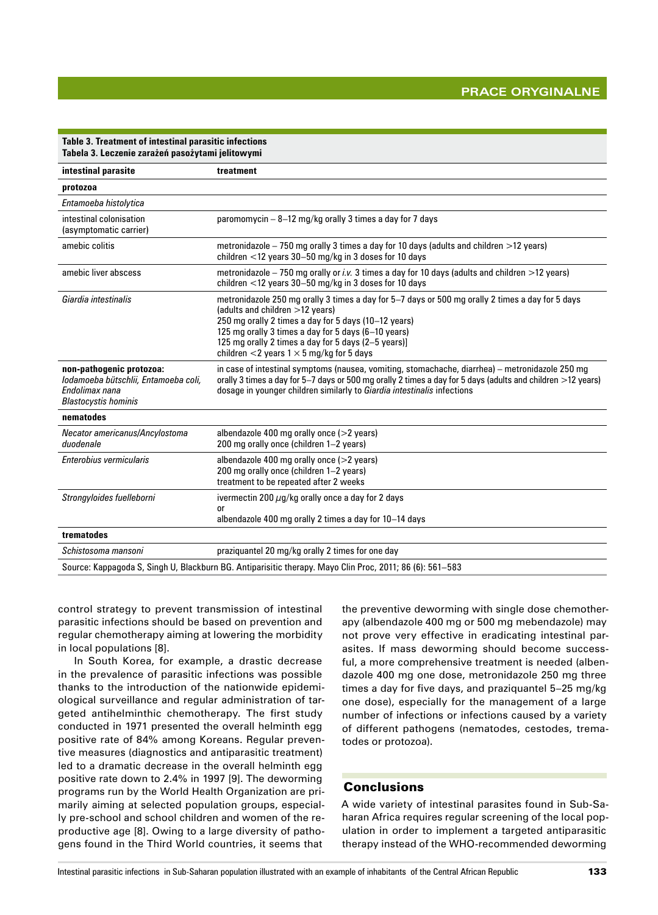**Table 3. Treatment of intestinal parasitic infections**
**Tabela 3. Leczenie zarażeń pasożytami jelitowymi**

| intestinal parasite | treatment |
|---|---|
| **protozoa** | |
| *Entamoeba histolytica* | |
| intestinal colonisation (asymptomatic carrier) | paromomycin – 8–12 mg/kg orally 3 times a day for 7 days |
| amebic colitis | metronidazole – 750 mg orally 3 times a day for 10 days (adults and children >12 years) children <12 years 30–50 mg/kg in 3 doses for 10 days |
| amebic liver abscess | metronidazole – 750 mg orally or *i.v.* 3 times a day for 10 days (adults and children >12 years) children <12 years 30–50 mg/kg in 3 doses for 10 days |
| *Giardia intestinalis* | metronidazole 250 mg orally 3 times a day for 5–7 days or 500 mg orally 2 times a day for 5 days (adults and children >12 years)<br>250 mg orally 2 times a day for 5 days (10–12 years)<br>125 mg orally 3 times a day for 5 days (6–10 years)<br>125 mg orally 2 times a day for 5 days (2–5 years)]<br>children <2 years 1 × 5 mg/kg for 5 days |
| **non-pathogenic protozoa:** *Iodamoeba bütschlii, Entamoeba coli, Endolimax nana Blastocystis hominis* | in case of intestinal symptoms (nausea, vomiting, stomachache, diarrhea) – metronidazole 250 mg orally 3 times a day for 5–7 days or 500 mg orally 2 times a day for 5 days (adults and children >12 years) dosage in younger children similarly to *Giardia intestinalis* infections |
| **nematodes** | |
| *Necator americanus/Ancylostoma duodenale* | albendazole 400 mg orally once (>2 years)<br>200 mg orally once (children 1–2 years) |
| *Enterobius vermicularis* | albendazole 400 mg orally once (>2 years)<br>200 mg orally once (children 1–2 years)<br>treatment to be repeated after 2 weeks |
| *Strongyloides fuelleborni* | ivermectin 200 μg/kg orally once a day for 2 days<br>or<br>albendazole 400 mg orally 2 times a day for 10–14 days |
| **trematodes** | |
| *Schistosoma mansoni* | praziquantel 20 mg/kg orally 2 times for one day |

Source: Kappagoda S, Singh U, Blackburn BG. Antiparisitic therapy. Mayo Clin Proc, 2011; 86 (6): 561–583

control strategy to prevent transmission of intestinal parasitic infections should be based on prevention and regular chemotherapy aiming at lowering the morbidity in local populations [8].

In South Korea, for example, a drastic decrease in the prevalence of parasitic infections was possible thanks to the introduction of the nationwide epidemiological surveillance and regular administration of targeted antihelminthic chemotherapy. The first study conducted in 1971 presented the overall helminth egg positive rate of 84% among Koreans. Regular preventive measures (diagnostics and antiparasitic treatment) led to a dramatic decrease in the overall helminth egg positive rate down to 2.4% in 1997 [9]. The deworming programs run by the World Health Organization are primarily aiming at selected population groups, especially pre-school and school children and women of the reproductive age [8]. Owing to a large diversity of pathogens found in the Third World countries, it seems that the preventive deworming with single dose chemotherapy (albendazole 400 mg or 500 mg mebendazole) may not prove very effective in eradicating intestinal parasites. If mass deworming should become successful, a more comprehensive treatment is needed (albendazole 400 mg one dose, metronidazole 250 mg three times a day for five days, and praziquantel 5–25 mg/kg one dose), especially for the management of a large number of infections or infections caused by a variety of different pathogens (nematodes, cestodes, trematodes or protozoa).

## Conclusions

A wide variety of intestinal parasites found in Sub-Saharan Africa requires regular screening of the local population in order to implement a targeted antiparasitic therapy instead of the WHO-recommended deworming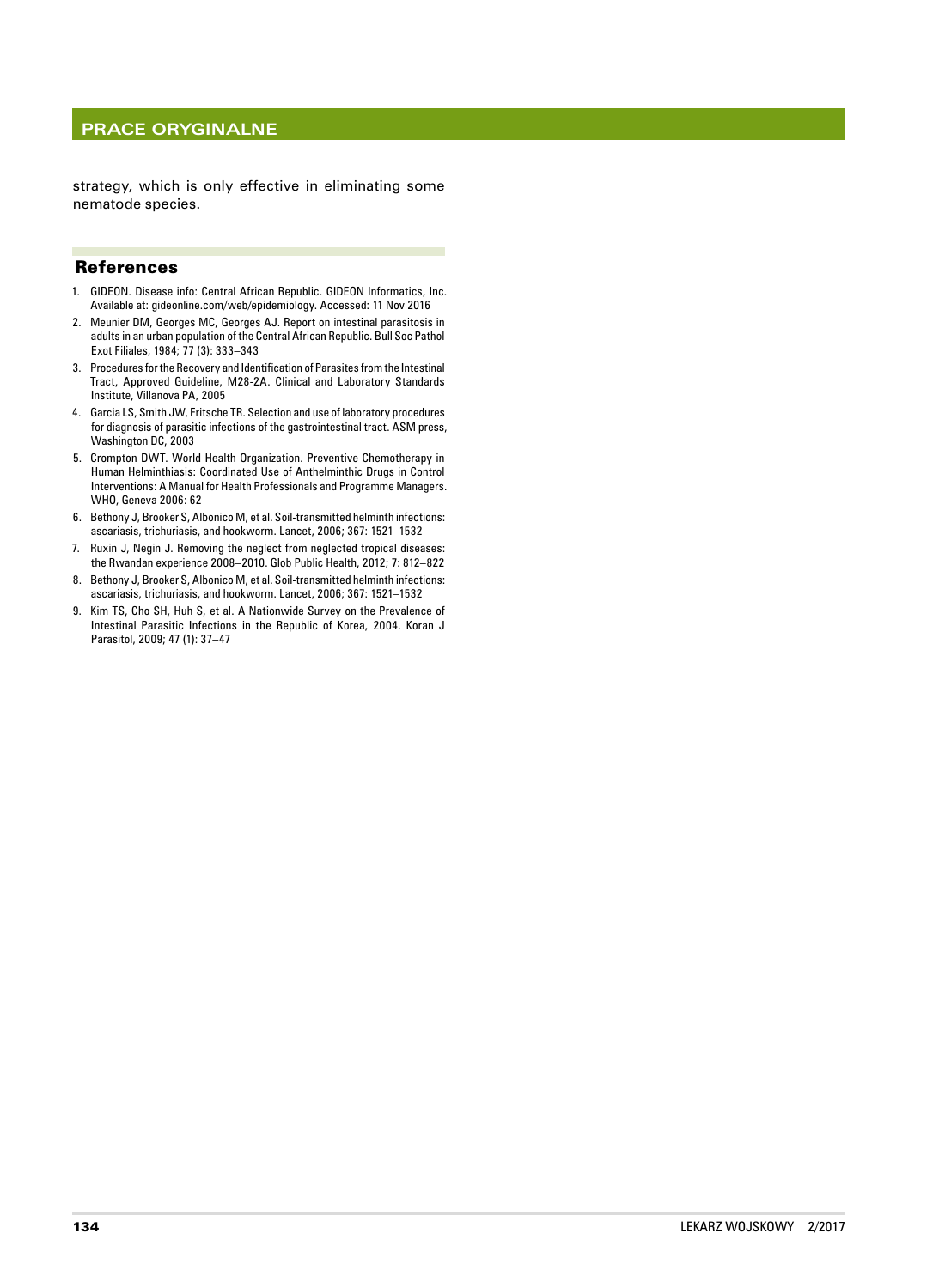strategy, which is only effective in eliminating some nematode species.

## References

1. GIDEON. Disease info: Central African Republic. GIDEON Informatics, Inc. Available at: gideonline.com/web/epidemiology. Accessed: 11 Nov 2016
2. Meunier DM, Georges MC, Georges AJ. Report on intestinal parasitosis in adults in an urban population of the Central African Republic. Bull Soc Pathol Exot Filiales, 1984; 77 (3): 333–343
3. Procedures for the Recovery and Identification of Parasites from the Intestinal Tract, Approved Guideline, M28-2A. Clinical and Laboratory Standards Institute, Villanova PA, 2005
4. Garcia LS, Smith JW, Fritsche TR. Selection and use of laboratory procedures for diagnosis of parasitic infections of the gastrointestinal tract. ASM press, Washington DC, 2003
5. Crompton DWT. World Health Organization. Preventive Chemotherapy in Human Helminthiasis: Coordinated Use of Anthelminthic Drugs in Control Interventions: A Manual for Health Professionals and Programme Managers. WHO, Geneva 2006: 62
6. Bethony J, Brooker S, Albonico M, et al. Soil-transmitted helminth infections: ascariasis, trichuriasis, and hookworm. Lancet, 2006; 367: 1521–1532
7. Ruxin J, Negin J. Removing the neglect from neglected tropical diseases: the Rwandan experience 2008–2010. Glob Public Health, 2012; 7: 812–822
8. Bethony J, Brooker S, Albonico M, et al. Soil-transmitted helminth infections: ascariasis, trichuriasis, and hookworm. Lancet, 2006; 367: 1521–1532
9. Kim TS, Cho SH, Huh S, et al. A Nationwide Survey on the Prevalence of Intestinal Parasitic Infections in the Republic of Korea, 2004. Koran J Parasitol, 2009; 47 (1): 37–47